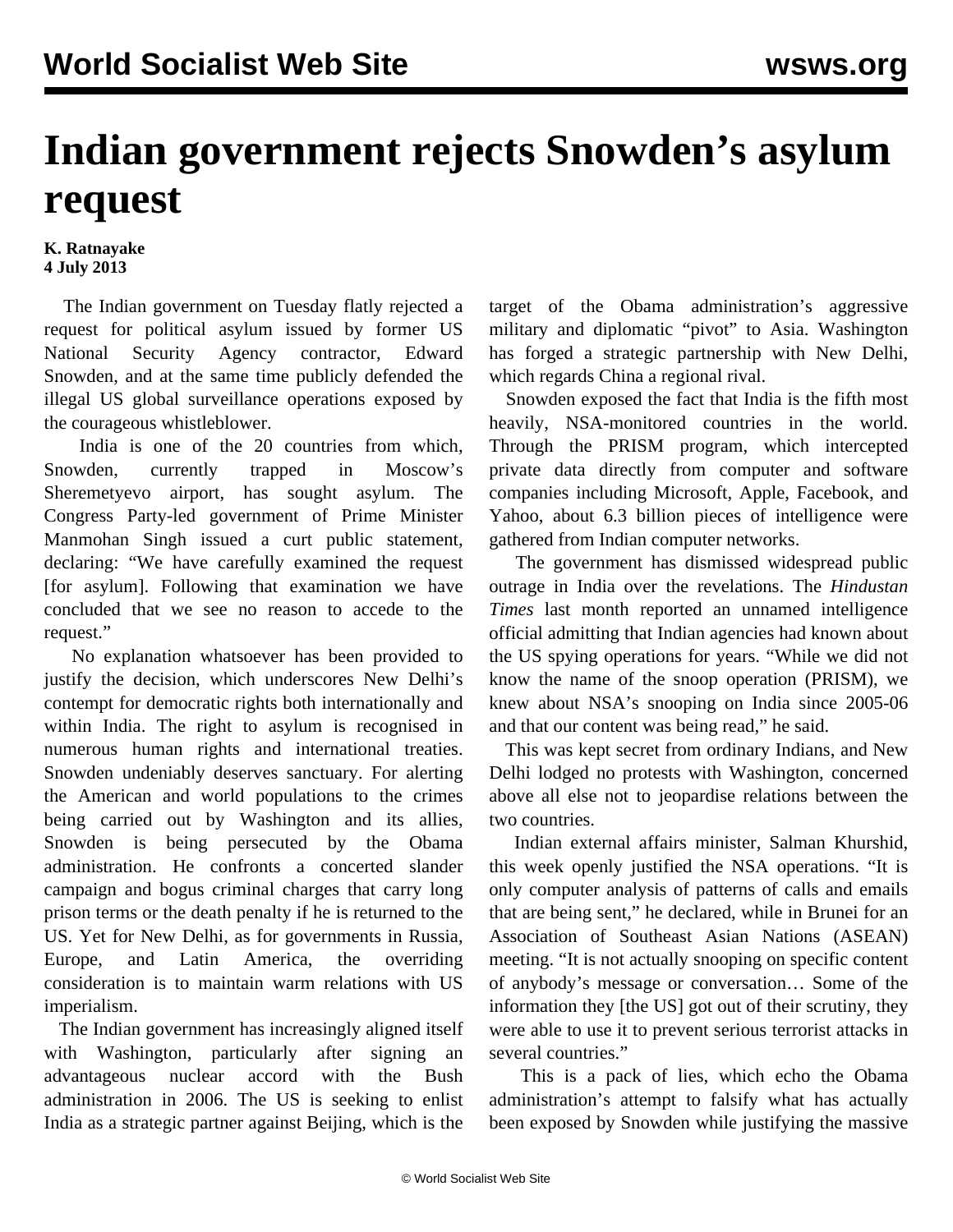# Indian government rejects Snowden's asylum request

**K. Ratnayake**
**4 July 2013**

The Indian government on Tuesday flatly rejected a request for political asylum issued by former US National Security Agency contractor, Edward Snowden, and at the same time publicly defended the illegal US global surveillance operations exposed by the courageous whistleblower.

India is one of the 20 countries from which, Snowden, currently trapped in Moscow's Sheremetyevo airport, has sought asylum. The Congress Party-led government of Prime Minister Manmohan Singh issued a curt public statement, declaring: "We have carefully examined the request [for asylum]. Following that examination we have concluded that we see no reason to accede to the request."

No explanation whatsoever has been provided to justify the decision, which underscores New Delhi's contempt for democratic rights both internationally and within India. The right to asylum is recognised in numerous human rights and international treaties. Snowden undeniably deserves sanctuary. For alerting the American and world populations to the crimes being carried out by Washington and its allies, Snowden is being persecuted by the Obama administration. He confronts a concerted slander campaign and bogus criminal charges that carry long prison terms or the death penalty if he is returned to the US. Yet for New Delhi, as for governments in Russia, Europe, and Latin America, the overriding consideration is to maintain warm relations with US imperialism.

The Indian government has increasingly aligned itself with Washington, particularly after signing an advantageous nuclear accord with the Bush administration in 2006. The US is seeking to enlist India as a strategic partner against Beijing, which is the target of the Obama administration's aggressive military and diplomatic "pivot" to Asia. Washington has forged a strategic partnership with New Delhi, which regards China a regional rival.

Snowden exposed the fact that India is the fifth most heavily, NSA-monitored countries in the world. Through the PRISM program, which intercepted private data directly from computer and software companies including Microsoft, Apple, Facebook, and Yahoo, about 6.3 billion pieces of intelligence were gathered from Indian computer networks.

The government has dismissed widespread public outrage in India over the revelations. The *Hindustan Times* last month reported an unnamed intelligence official admitting that Indian agencies had known about the US spying operations for years. "While we did not know the name of the snoop operation (PRISM), we knew about NSA's snooping on India since 2005-06 and that our content was being read," he said.

This was kept secret from ordinary Indians, and New Delhi lodged no protests with Washington, concerned above all else not to jeopardise relations between the two countries.

Indian external affairs minister, Salman Khurshid, this week openly justified the NSA operations. "It is only computer analysis of patterns of calls and emails that are being sent," he declared, while in Brunei for an Association of Southeast Asian Nations (ASEAN) meeting. "It is not actually snooping on specific content of anybody's message or conversation… Some of the information they [the US] got out of their scrutiny, they were able to use it to prevent serious terrorist attacks in several countries."

This is a pack of lies, which echo the Obama administration's attempt to falsify what has actually been exposed by Snowden while justifying the massive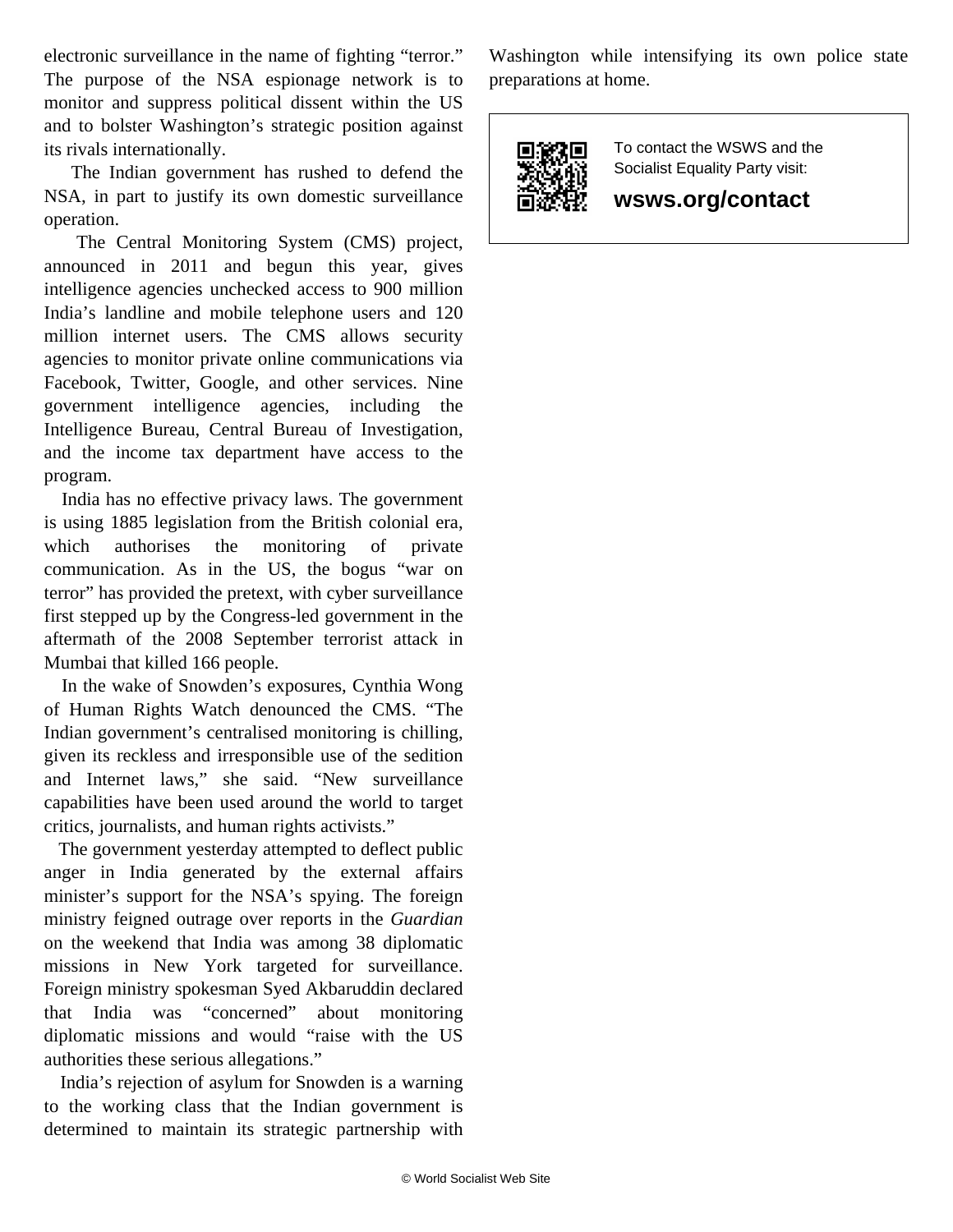electronic surveillance in the name of fighting "terror." The purpose of the NSA espionage network is to monitor and suppress political dissent within the US and to bolster Washington's strategic position against its rivals internationally.

The Indian government has rushed to defend the NSA, in part to justify its own domestic surveillance operation.

The Central Monitoring System (CMS) project, announced in 2011 and begun this year, gives intelligence agencies unchecked access to 900 million India's landline and mobile telephone users and 120 million internet users. The CMS allows security agencies to monitor private online communications via Facebook, Twitter, Google, and other services. Nine government intelligence agencies, including the Intelligence Bureau, Central Bureau of Investigation, and the income tax department have access to the program.

India has no effective privacy laws. The government is using 1885 legislation from the British colonial era, which authorises the monitoring of private communication. As in the US, the bogus "war on terror" has provided the pretext, with cyber surveillance first stepped up by the Congress-led government in the aftermath of the 2008 September terrorist attack in Mumbai that killed 166 people.

In the wake of Snowden's exposures, Cynthia Wong of Human Rights Watch denounced the CMS. "The Indian government's centralised monitoring is chilling, given its reckless and irresponsible use of the sedition and Internet laws," she said. "New surveillance capabilities have been used around the world to target critics, journalists, and human rights activists."

The government yesterday attempted to deflect public anger in India generated by the external affairs minister's support for the NSA's spying. The foreign ministry feigned outrage over reports in the *Guardian* on the weekend that India was among 38 diplomatic missions in New York targeted for surveillance. Foreign ministry spokesman Syed Akbaruddin declared that India was "concerned" about monitoring diplomatic missions and would "raise with the US authorities these serious allegations."

India's rejection of asylum for Snowden is a warning to the working class that the Indian government is determined to maintain its strategic partnership with Washington while intensifying its own police state preparations at home.

To contact the WSWS and the Socialist Equality Party visit:

**wsws.org/contact**